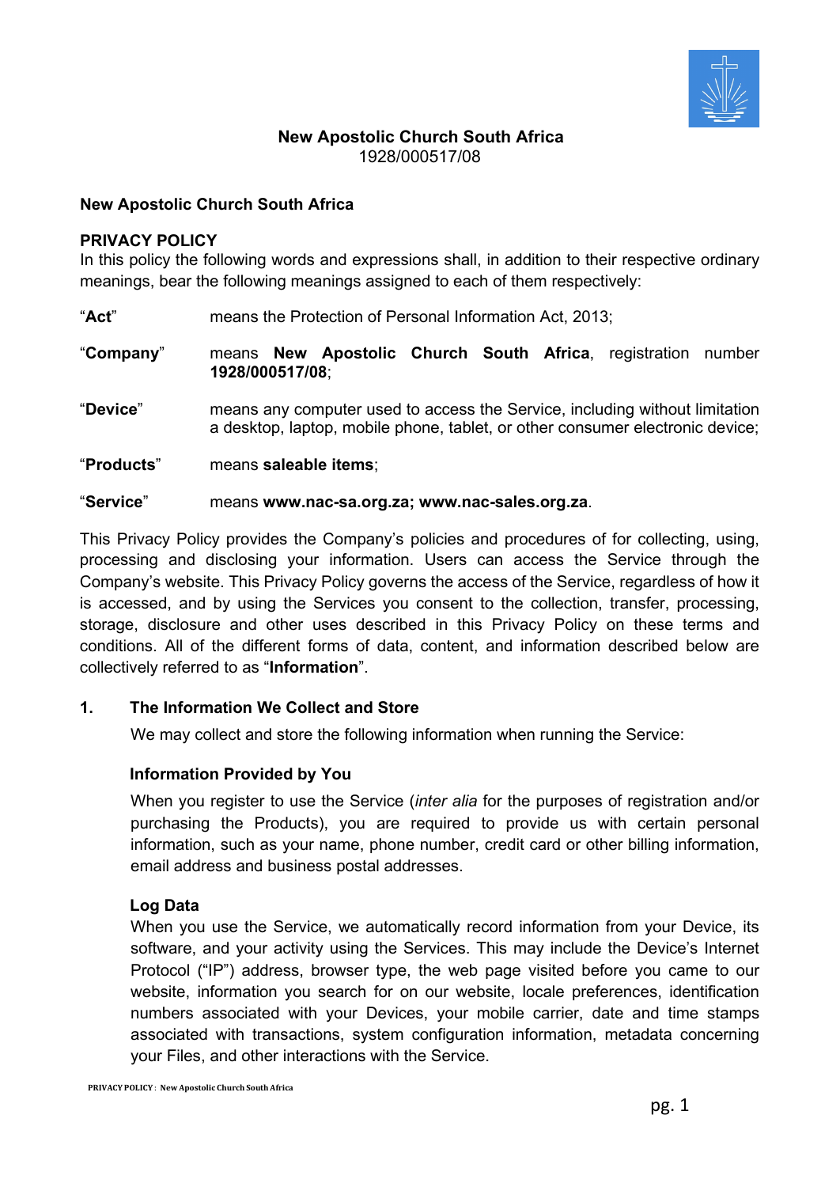**New Apostolic Church South Africa**
1928/000517/08

**New Apostolic Church South Africa**

**PRIVACY POLICY**
In this policy the following words and expressions shall, in addition to their respective ordinary meanings, bear the following meanings assigned to each of them respectively:

"**Act**" means the Protection of Personal Information Act, 2013;

"**Company**" means **New Apostolic Church South Africa**, registration number **1928/000517/08**;

"**Device**" means any computer used to access the Service, including without limitation a desktop, laptop, mobile phone, tablet, or other consumer electronic device;

"**Products**" means **saleable items**;

"**Service**" means **www.nac-sa.org.za; www.nac-sales.org.za**.

This Privacy Policy provides the Company's policies and procedures of for collecting, using, processing and disclosing your information. Users can access the Service through the Company's website. This Privacy Policy governs the access of the Service, regardless of how it is accessed, and by using the Services you consent to the collection, transfer, processing, storage, disclosure and other uses described in this Privacy Policy on these terms and conditions. All of the different forms of data, content, and information described below are collectively referred to as "**Information**".

## 1. The Information We Collect and Store

We may collect and store the following information when running the Service:

### Information Provided by You

When you register to use the Service (*inter alia* for the purposes of registration and/or purchasing the Products), you are required to provide us with certain personal information, such as your name, phone number, credit card or other billing information, email address and business postal addresses.

### Log Data

When you use the Service, we automatically record information from your Device, its software, and your activity using the Services. This may include the Device's Internet Protocol ("IP") address, browser type, the web page visited before you came to our website, information you search for on our website, locale preferences, identification numbers associated with your Devices, your mobile carrier, date and time stamps associated with transactions, system configuration information, metadata concerning your Files, and other interactions with the Service.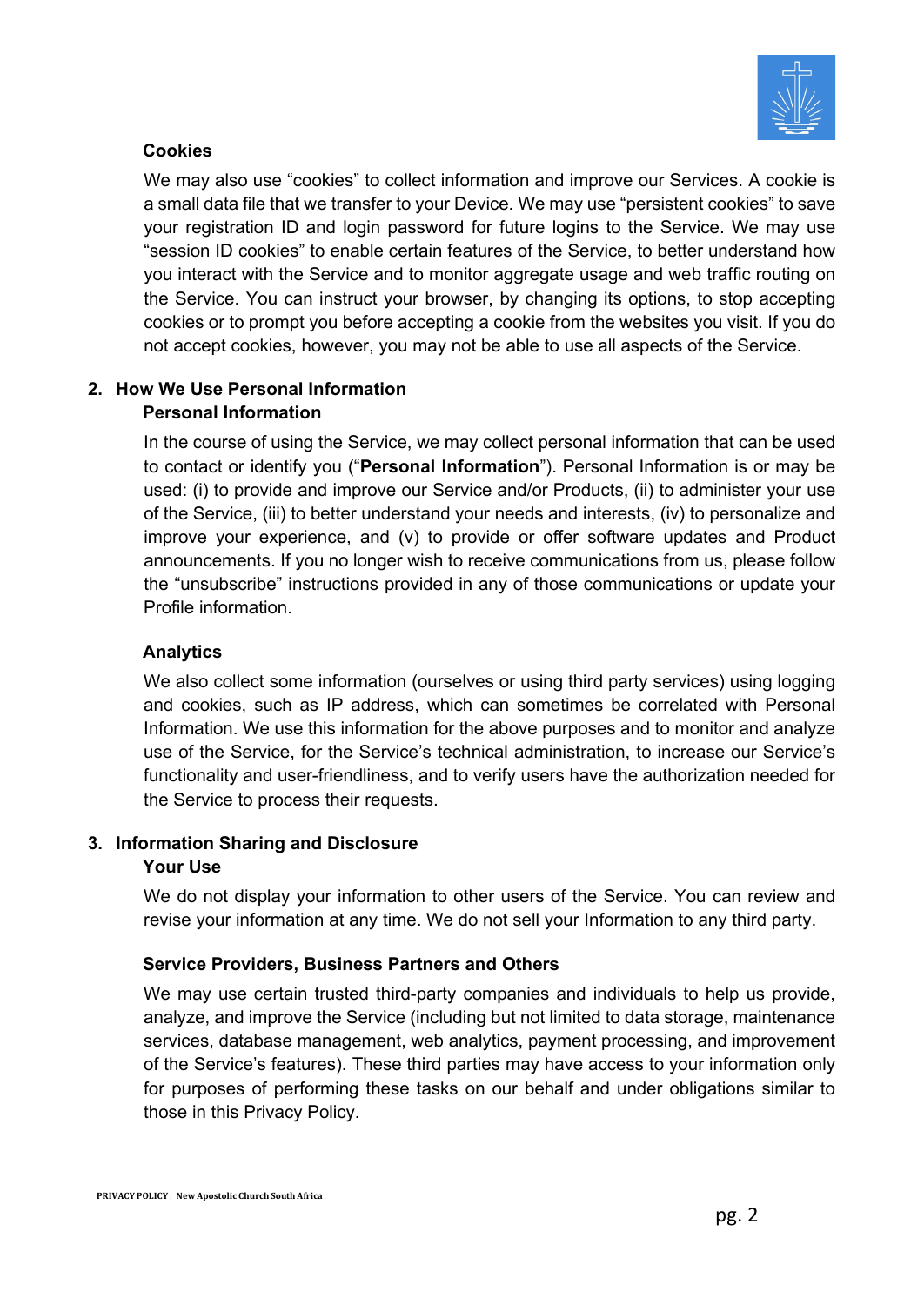### Cookies

We may also use “cookies” to collect information and improve our Services. A cookie is a small data file that we transfer to your Device. We may use “persistent cookies” to save your registration ID and login password for future logins to the Service. We may use “session ID cookies” to enable certain features of the Service, to better understand how you interact with the Service and to monitor aggregate usage and web traffic routing on the Service. You can instruct your browser, by changing its options, to stop accepting cookies or to prompt you before accepting a cookie from the websites you visit. If you do not accept cookies, however, you may not be able to use all aspects of the Service.

## 2. How We Use Personal Information

### Personal Information

In the course of using the Service, we may collect personal information that can be used to contact or identify you (“**Personal Information**”). Personal Information is or may be used: (i) to provide and improve our Service and/or Products, (ii) to administer your use of the Service, (iii) to better understand your needs and interests, (iv) to personalize and improve your experience, and (v) to provide or offer software updates and Product announcements. If you no longer wish to receive communications from us, please follow the “unsubscribe” instructions provided in any of those communications or update your Profile information.

### Analytics

We also collect some information (ourselves or using third party services) using logging and cookies, such as IP address, which can sometimes be correlated with Personal Information. We use this information for the above purposes and to monitor and analyze use of the Service, for the Service’s technical administration, to increase our Service’s functionality and user-friendliness, and to verify users have the authorization needed for the Service to process their requests.

## 3. Information Sharing and Disclosure

### Your Use

We do not display your information to other users of the Service. You can review and revise your information at any time. We do not sell your Information to any third party.

### Service Providers, Business Partners and Others

We may use certain trusted third-party companies and individuals to help us provide, analyze, and improve the Service (including but not limited to data storage, maintenance services, database management, web analytics, payment processing, and improvement of the Service’s features). These third parties may have access to your information only for purposes of performing these tasks on our behalf and under obligations similar to those in this Privacy Policy.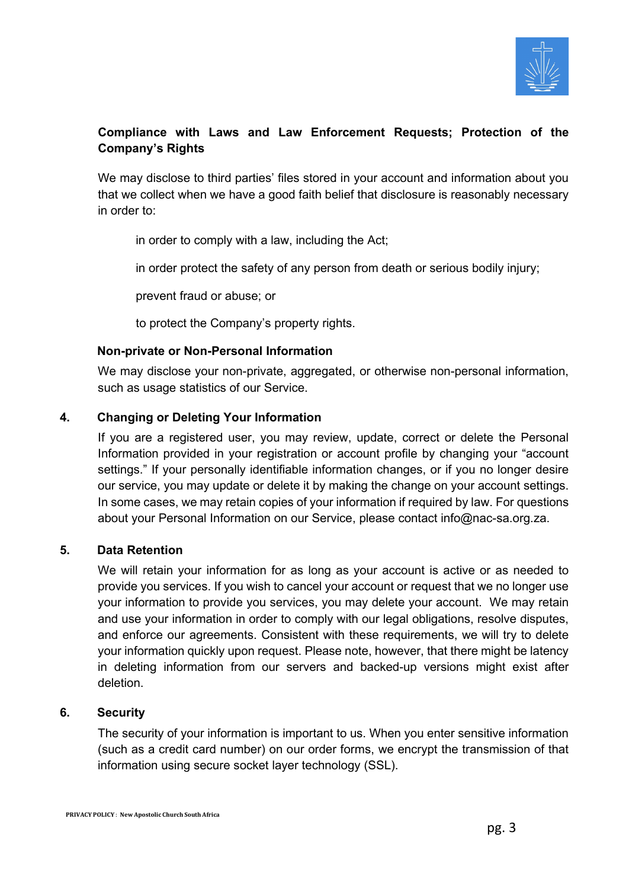**Compliance with Laws and Law Enforcement Requests; Protection of the Company's Rights**

We may disclose to third parties' files stored in your account and information about you that we collect when we have a good faith belief that disclosure is reasonably necessary in order to:

in order to comply with a law, including the Act;

in order protect the safety of any person from death or serious bodily injury;

prevent fraud or abuse; or

to protect the Company's property rights.

**Non-private or Non-Personal Information**

We may disclose your non-private, aggregated, or otherwise non-personal information, such as usage statistics of our Service.

## 4. Changing or Deleting Your Information

If you are a registered user, you may review, update, correct or delete the Personal Information provided in your registration or account profile by changing your "account settings." If your personally identifiable information changes, or if you no longer desire our service, you may update or delete it by making the change on your account settings. In some cases, we may retain copies of your information if required by law. For questions about your Personal Information on our Service, please contact info@nac-sa.org.za.

## 5. Data Retention

We will retain your information for as long as your account is active or as needed to provide you services. If you wish to cancel your account or request that we no longer use your information to provide you services, you may delete your account. We may retain and use your information in order to comply with our legal obligations, resolve disputes, and enforce our agreements. Consistent with these requirements, we will try to delete your information quickly upon request. Please note, however, that there might be latency in deleting information from our servers and backed-up versions might exist after deletion.

## 6. Security

The security of your information is important to us. When you enter sensitive information (such as a credit card number) on our order forms, we encrypt the transmission of that information using secure socket layer technology (SSL).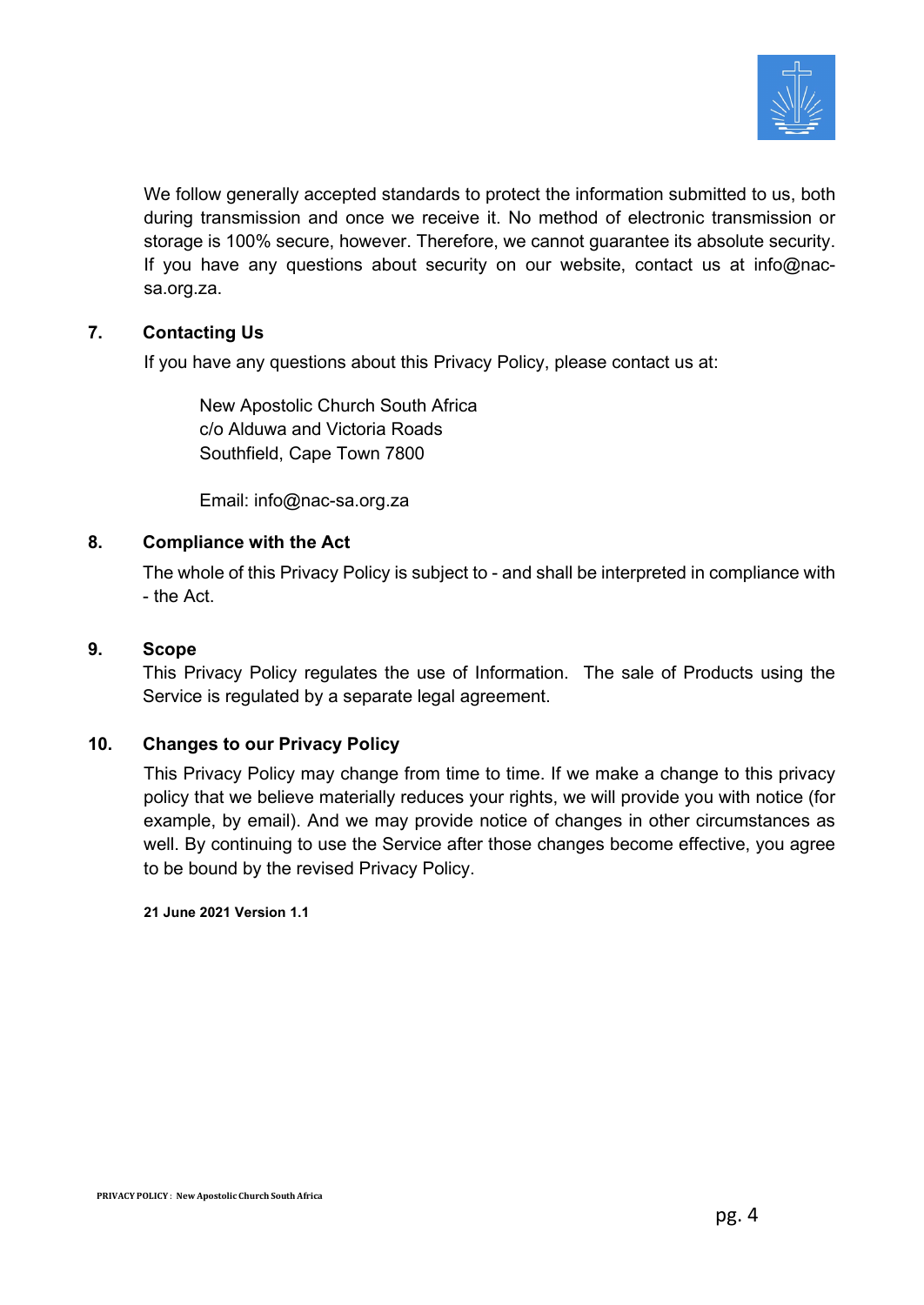We follow generally accepted standards to protect the information submitted to us, both during transmission and once we receive it. No method of electronic transmission or storage is 100% secure, however. Therefore, we cannot guarantee its absolute security. If you have any questions about security on our website, contact us at info@nac-sa.org.za.

## 7. Contacting Us

If you have any questions about this Privacy Policy, please contact us at:

New Apostolic Church South Africa
c/o Alduwa and Victoria Roads
Southfield, Cape Town 7800

Email: info@nac-sa.org.za

## 8. Compliance with the Act

The whole of this Privacy Policy is subject to - and shall be interpreted in compliance with - the Act.

## 9. Scope

This Privacy Policy regulates the use of Information. The sale of Products using the Service is regulated by a separate legal agreement.

## 10. Changes to our Privacy Policy

This Privacy Policy may change from time to time. If we make a change to this privacy policy that we believe materially reduces your rights, we will provide you with notice (for example, by email). And we may provide notice of changes in other circumstances as well. By continuing to use the Service after those changes become effective, you agree to be bound by the revised Privacy Policy.

**21 June 2021 Version 1.1**